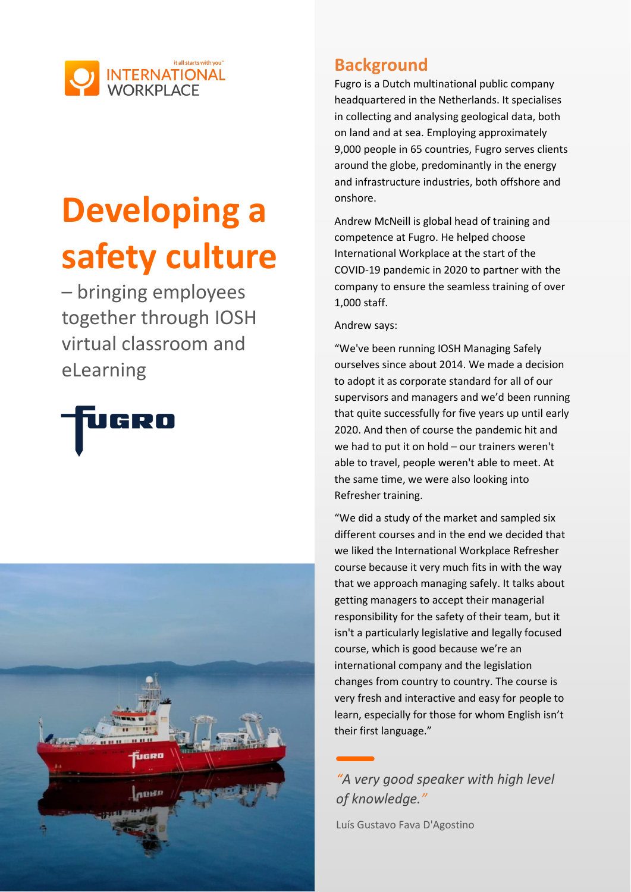# Developing a safety culture

– bringing employees together through IOSH virtual classroom and eLearning

## Background

Fugro is a Dutch multinational public company headquartered in the Netherlands. It specialises in collecting and analysing geological data, both on land and at sea. Employing approximately 9,000 people in 65 countries, Fugro serves clients around the globe, predominantly in the energy and infrastructure industries, both offshore and onshore.

Andrew McNeill is global head of training and competence at Fugro. He helped choose International Workplace at the start of the COVID-19 pandemic in 2020 to partner with the company to ensure the seamless training of over 1,000 staff.

Andrew says:

"We've been running IOSH Managing Safely ourselves since about 2014. We made a decision to adopt it as corporate standard for all of our supervisors and managers and we'd been running that quite successfully for five years up until early 2020. And then of course the pandemic hit and we had to put it on hold – our trainers weren't able to travel, people weren't able to meet. At the same time, we were also looking into Refresher training.

"We did a study of the market and sampled six different courses and in the end we decided that we liked the International Workplace Refresher course because it very much fits in with the way that we approach managing safely. It talks about getting managers to accept their managerial responsibility for the safety of their team, but it isn't a particularly legislative and legally focused course, which is good because we're an international company and the legislation changes from country to country. The course is very fresh and interactive and easy for people to learn, especially for those for whom English isn't their first language."

> *"A very good speaker with high level of knowledge."*
>
> Luís Gustavo Fava D'Agostino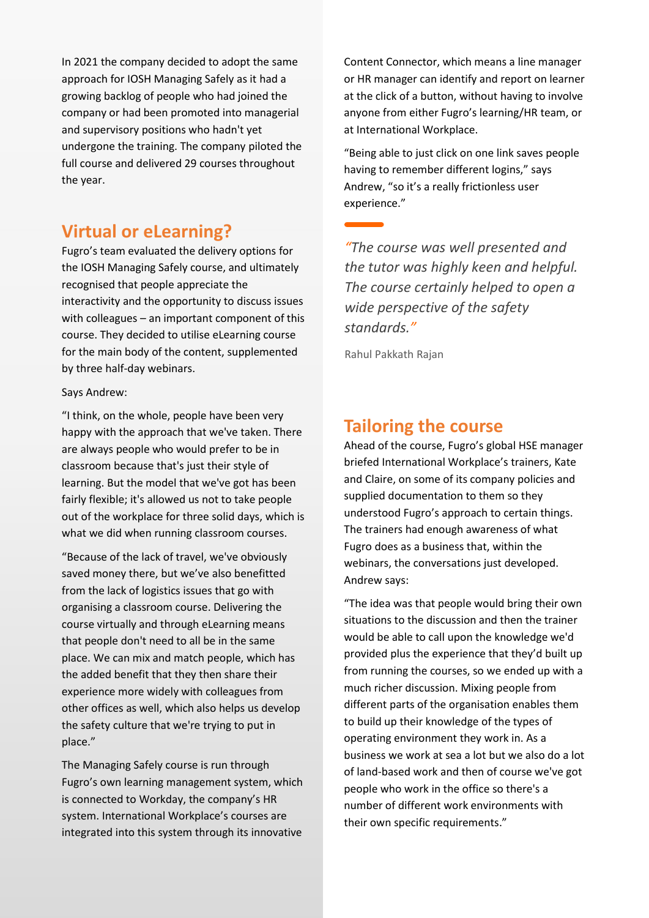In 2021 the company decided to adopt the same approach for IOSH Managing Safely as it had a growing backlog of people who had joined the company or had been promoted into managerial and supervisory positions who hadn't yet undergone the training. The company piloted the full course and delivered 29 courses throughout the year.

## Virtual or eLearning?

Fugro's team evaluated the delivery options for the IOSH Managing Safely course, and ultimately recognised that people appreciate the interactivity and the opportunity to discuss issues with colleagues – an important component of this course. They decided to utilise eLearning course for the main body of the content, supplemented by three half-day webinars.

Says Andrew:

"I think, on the whole, people have been very happy with the approach that we've taken. There are always people who would prefer to be in classroom because that's just their style of learning. But the model that we've got has been fairly flexible; it's allowed us not to take people out of the workplace for three solid days, which is what we did when running classroom courses.

"Because of the lack of travel, we've obviously saved money there, but we've also benefitted from the lack of logistics issues that go with organising a classroom course. Delivering the course virtually and through eLearning means that people don't need to all be in the same place. We can mix and match people, which has the added benefit that they then share their experience more widely with colleagues from other offices as well, which also helps us develop the safety culture that we're trying to put in place."

The Managing Safely course is run through Fugro's own learning management system, which is connected to Workday, the company's HR system. International Workplace's courses are integrated into this system through its innovative Content Connector, which means a line manager or HR manager can identify and report on learner at the click of a button, without having to involve anyone from either Fugro's learning/HR team, or at International Workplace.

"Being able to just click on one link saves people having to remember different logins," says Andrew, "so it's a really frictionless user experience."

> *"The course was well presented and the tutor was highly keen and helpful. The course certainly helped to open a wide perspective of the safety standards."*
>
> Rahul Pakkath Rajan

## Tailoring the course

Ahead of the course, Fugro's global HSE manager briefed International Workplace's trainers, Kate and Claire, on some of its company policies and supplied documentation to them so they understood Fugro's approach to certain things. The trainers had enough awareness of what Fugro does as a business that, within the webinars, the conversations just developed. Andrew says:

"The idea was that people would bring their own situations to the discussion and then the trainer would be able to call upon the knowledge we'd provided plus the experience that they'd built up from running the courses, so we ended up with a much richer discussion. Mixing people from different parts of the organisation enables them to build up their knowledge of the types of operating environment they work in. As a business we work at sea a lot but we also do a lot of land-based work and then of course we've got people who work in the office so there's a number of different work environments with their own specific requirements."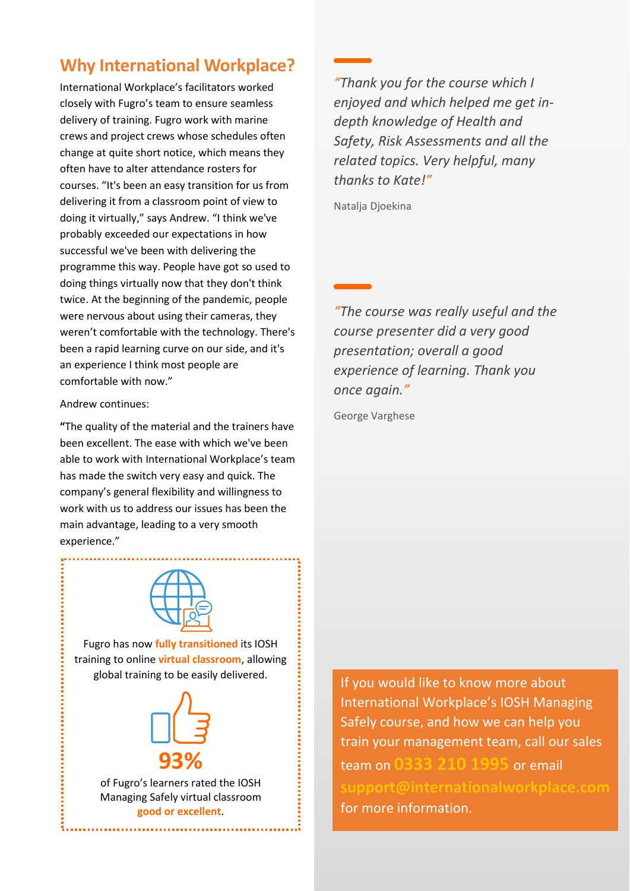## Why International Workplace?

International Workplace's facilitators worked closely with Fugro's team to ensure seamless delivery of training. Fugro work with marine crews and project crews whose schedules often change at quite short notice, which means they often have to alter attendance rosters for courses. "It's been an easy transition for us from delivering it from a classroom point of view to doing it virtually," says Andrew. "I think we've probably exceeded our expectations in how successful we've been with delivering the programme this way. People have got so used to doing things virtually now that they don't think twice. At the beginning of the pandemic, people were nervous about using their cameras, they weren't comfortable with the technology. There's been a rapid learning curve on our side, and it's an experience I think most people are comfortable with now."

Andrew continues:

"The quality of the material and the trainers have been excellent. The ease with which we've been able to work with International Workplace's team has made the switch very easy and quick. The company's general flexibility and willingness to work with us to address our issues has been the main advantage, leading to a very smooth experience."

Fugro has now **fully transitioned** its IOSH training to online **virtual classroom**, allowing global training to be easily delivered.

**93%**

of Fugro's learners rated the IOSH Managing Safely virtual classroom **good or excellent**.

*"Thank you for the course which I enjoyed and which helped me get in-depth knowledge of Health and Safety, Risk Assessments and all the related topics. Very helpful, many thanks to Kate!"*

Natalja Djoekina

*"The course was really useful and the course presenter did a very good presentation; overall a good experience of learning. Thank you once again."*

George Varghese

If you would like to know more about International Workplace's IOSH Managing Safely course, and how we can help you train your management team, call our sales team on **0333 210 1995** or email **support@internationalworkplace.com** for more information.